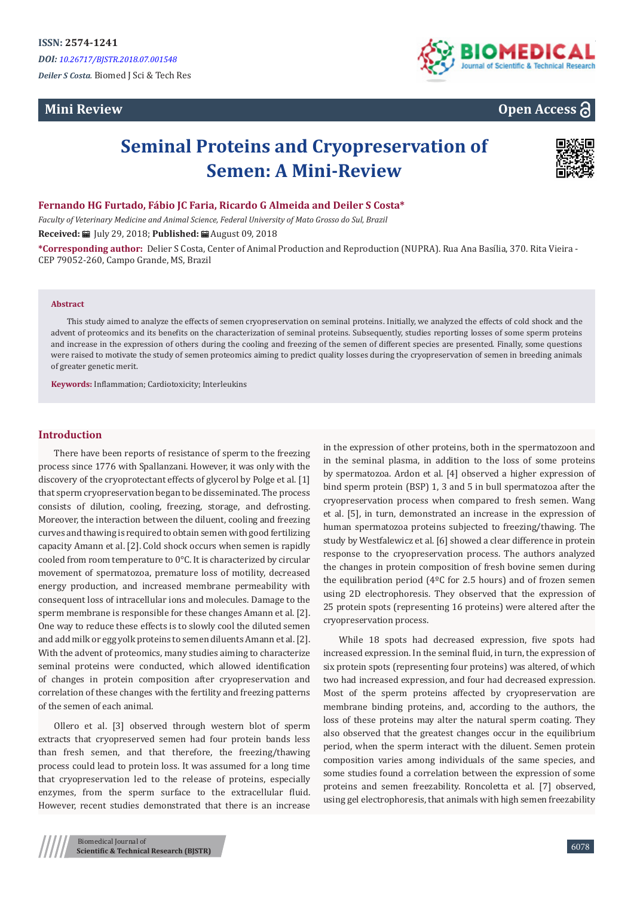ISSN: 2574-1241

*DOI: 10.26717/BJSTR.2018.07.001548*

*Deiler S Costa.* Biomed J Sci & Tech Res

**Mini Review**

**Open Access**

# Seminal Proteins and Cryopreservation of Semen: A Mini-Review

**Fernando HG Furtado, Fábio JC Faria, Ricardo G Almeida and Deiler S Costa***

*Faculty of Veterinary Medicine and Animal Science, Federal University of Mato Grosso do Sul, Brazil*

**Received:** July 29, 2018; **Published:** August 09, 2018

**\*Corresponding author:** Delier S Costa, Center of Animal Production and Reproduction (NUPRA). Rua Ana Basília, 370. Rita Vieira - CEP 79052-260, Campo Grande, MS, Brazil

**Abstract**

This study aimed to analyze the effects of semen cryopreservation on seminal proteins. Initially, we analyzed the effects of cold shock and the advent of proteomics and its benefits on the characterization of seminal proteins. Subsequently, studies reporting losses of some sperm proteins and increase in the expression of others during the cooling and freezing of the semen of different species are presented. Finally, some questions were raised to motivate the study of semen proteomics aiming to predict quality losses during the cryopreservation of semen in breeding animals of greater genetic merit.

**Keywords:** Inflammation; Cardiotoxicity; Interleukins

## Introduction

There have been reports of resistance of sperm to the freezing process since 1776 with Spallanzani. However, it was only with the discovery of the cryoprotectant effects of glycerol by Polge et al. [1] that sperm cryopreservation began to be disseminated. The process consists of dilution, cooling, freezing, storage, and defrosting. Moreover, the interaction between the diluent, cooling and freezing curves and thawing is required to obtain semen with good fertilizing capacity Amann et al. [2]. Cold shock occurs when semen is rapidly cooled from room temperature to 0°C. It is characterized by circular movement of spermatozoa, premature loss of motility, decreased energy production, and increased membrane permeability with consequent loss of intracellular ions and molecules. Damage to the sperm membrane is responsible for these changes Amann et al. [2]. One way to reduce these effects is to slowly cool the diluted semen and add milk or egg yolk proteins to semen diluents Amann et al. [2]. With the advent of proteomics, many studies aiming to characterize seminal proteins were conducted, which allowed identification of changes in protein composition after cryopreservation and correlation of these changes with the fertility and freezing patterns of the semen of each animal.

Ollero et al. [3] observed through western blot of sperm extracts that cryopreserved semen had four protein bands less than fresh semen, and that therefore, the freezing/thawing process could lead to protein loss. It was assumed for a long time that cryopreservation led to the release of proteins, especially enzymes, from the sperm surface to the extracellular fluid. However, recent studies demonstrated that there is an increase in the expression of other proteins, both in the spermatozoon and in the seminal plasma, in addition to the loss of some proteins by spermatozoa. Ardon et al. [4] observed a higher expression of bind sperm protein (BSP) 1, 3 and 5 in bull spermatozoa after the cryopreservation process when compared to fresh semen. Wang et al. [5], in turn, demonstrated an increase in the expression of human spermatozoa proteins subjected to freezing/thawing. The study by Westfalewicz et al. [6] showed a clear difference in protein response to the cryopreservation process. The authors analyzed the changes in protein composition of fresh bovine semen during the equilibration period (4ºC for 2.5 hours) and of frozen semen using 2D electrophoresis. They observed that the expression of 25 protein spots (representing 16 proteins) were altered after the cryopreservation process.

While 18 spots had decreased expression, five spots had increased expression. In the seminal fluid, in turn, the expression of six protein spots (representing four proteins) was altered, of which two had increased expression, and four had decreased expression. Most of the sperm proteins affected by cryopreservation are membrane binding proteins, and, according to the authors, the loss of these proteins may alter the natural sperm coating. They also observed that the greatest changes occur in the equilibrium period, when the sperm interact with the diluent. Semen protein composition varies among individuals of the same species, and some studies found a correlation between the expression of some proteins and semen freezability. Roncoletta et al. [7] observed, using gel electrophoresis, that animals with high semen freezability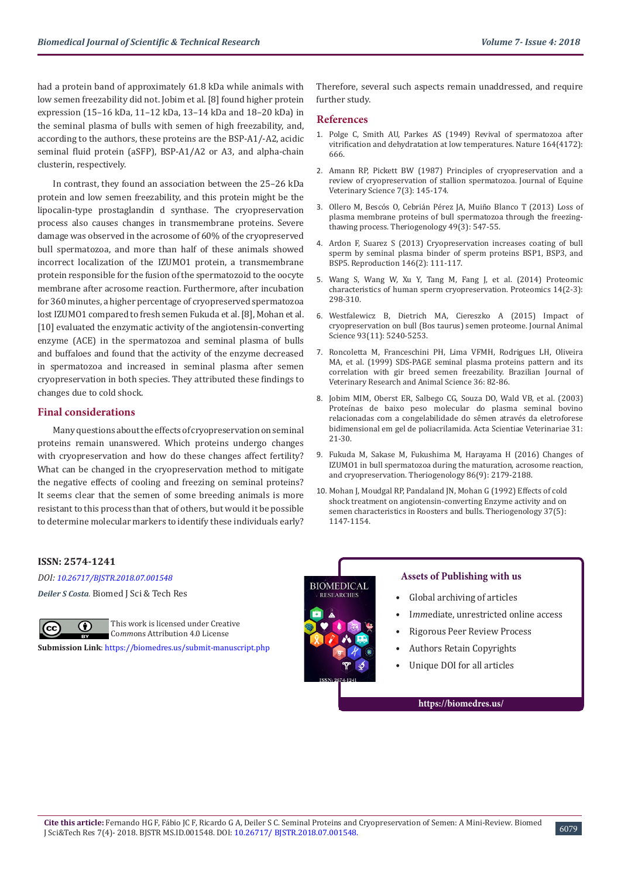had a protein band of approximately 61.8 kDa while animals with low semen freezability did not. Jobim et al. [8] found higher protein expression (15–16 kDa, 11–12 kDa, 13–14 kDa and 18–20 kDa) in the seminal plasma of bulls with semen of high freezability, and, according to the authors, these proteins are the BSP-A1/-A2, acidic seminal fluid protein (aSFP), BSP-A1/A2 or A3, and alpha-chain clusterin, respectively.

In contrast, they found an association between the 25–26 kDa protein and low semen freezability, and this protein might be the lipocalin-type prostaglandin d synthase. The cryopreservation process also causes changes in transmembrane proteins. Severe damage was observed in the acrosome of 60% of the cryopreserved bull spermatozoa, and more than half of these animals showed incorrect localization of the IZUMO1 protein, a transmembrane protein responsible for the fusion of the spermatozoid to the oocyte membrane after acrosome reaction. Furthermore, after incubation for 360 minutes, a higher percentage of cryopreserved spermatozoa lost IZUMO1 compared to fresh semen Fukuda et al. [8], Mohan et al. [10] evaluated the enzymatic activity of the angiotensin-converting enzyme (ACE) in the spermatozoa and seminal plasma of bulls and buffaloes and found that the activity of the enzyme decreased in spermatozoa and increased in seminal plasma after semen cryopreservation in both species. They attributed these findings to changes due to cold shock.

## Final considerations

Many questions about the effects of cryopreservation on seminal proteins remain unanswered. Which proteins undergo changes with cryopreservation and how do these changes affect fertility? What can be changed in the cryopreservation method to mitigate the negative effects of cooling and freezing on seminal proteins? It seems clear that the semen of some breeding animals is more resistant to this process than that of others, but would it be possible to determine molecular markers to identify these individuals early? Therefore, several such aspects remain unaddressed, and require further study.

## References

1. Polge C, Smith AU, Parkes AS (1949) Revival of spermatozoa after vitrification and dehydratation at low temperatures. Nature 164(4172): 666.
2. Amann RP, Pickett BW (1987) Principles of cryopreservation and a review of cryopreservation of stallion spermatozoa. Journal of Equine Veterinary Science 7(3): 145-174.
3. Ollero M, Bescós O, Cebrián Pérez JA, Muiño Blanco T (2013) Loss of plasma membrane proteins of bull spermatozoa through the freezing-thawing process. Theriogenology 49(3): 547-55.
4. Ardon F, Suarez S (2013) Cryopreservation increases coating of bull sperm by seminal plasma binder of sperm proteins BSP1, BSP3, and BSP5. Reproduction 146(2): 111-117.
5. Wang S, Wang W, Xu Y, Tang M, Fang J, et al. (2014) Proteomic characteristics of human sperm cryopreservation. Proteomics 14(2-3): 298-310.
6. Westfalewicz B, Dietrich MA, Ciereszko A (2015) Impact of cryopreservation on bull (Bos taurus) semen proteome. Journal Animal Science 93(11): 5240-5253.
7. Roncoletta M, Franceschini PH, Lima VFMH, Rodrigues LH, Oliveira MA, et al. (1999) SDS-PAGE seminal plasma proteins pattern and its correlation with gir breed semen freezability. Brazilian Journal of Veterinary Research and Animal Science 36: 82-86.
8. Jobim MIM, Oberst ER, Salbego CG, Souza DO, Wald VB, et al. (2003) Proteínas de baixo peso molecular do plasma seminal bovino relacionadas com a congelabilidade do sêmen através da eletroforese bidimensional em gel de poliacrilamida. Acta Scientiae Veterinariae 31: 21-30.
9. Fukuda M, Sakase M, Fukushima M, Harayama H (2016) Changes of IZUMO1 in bull spermatozoa during the maturation, acrosome reaction, and cryopreservation. Theriogenology 86(9): 2179-2188.
10. Mohan J, Moudgal RP, Pandaland JN, Mohan G (1992) Effects of cold shock treatment on angiotensin-converting Enzyme activity and on semen characteristics in Roosters and bulls. Theriogenology 37(5): 1147-1154.

**ISSN: 2574-1241**

*DOI: 10.26717/BJSTR.2018.07.001548*

*Deiler S Costa.* Biomed J Sci & Tech Res

This work is licensed under Creative Commons Attribution 4.0 License

**Submission Link**: https://biomedres.us/submit-manuscript.php

**Assets of Publishing with us**

- Global archiving of articles
- Immediate, unrestricted online access
- Rigorous Peer Review Process
- Authors Retain Copyrights
- Unique DOI for all articles

**https://biomedres.us/**

**Cite this article:** Fernando HG F, Fábio JC F, Ricardo G A, Deiler S C. Seminal Proteins and Cryopreservation of Semen: A Mini-Review. Biomed J Sci&Tech Res 7(4)- 2018. BJSTR MS.ID.001548. DOI: 10.26717/ BJSTR.2018.07.001548.